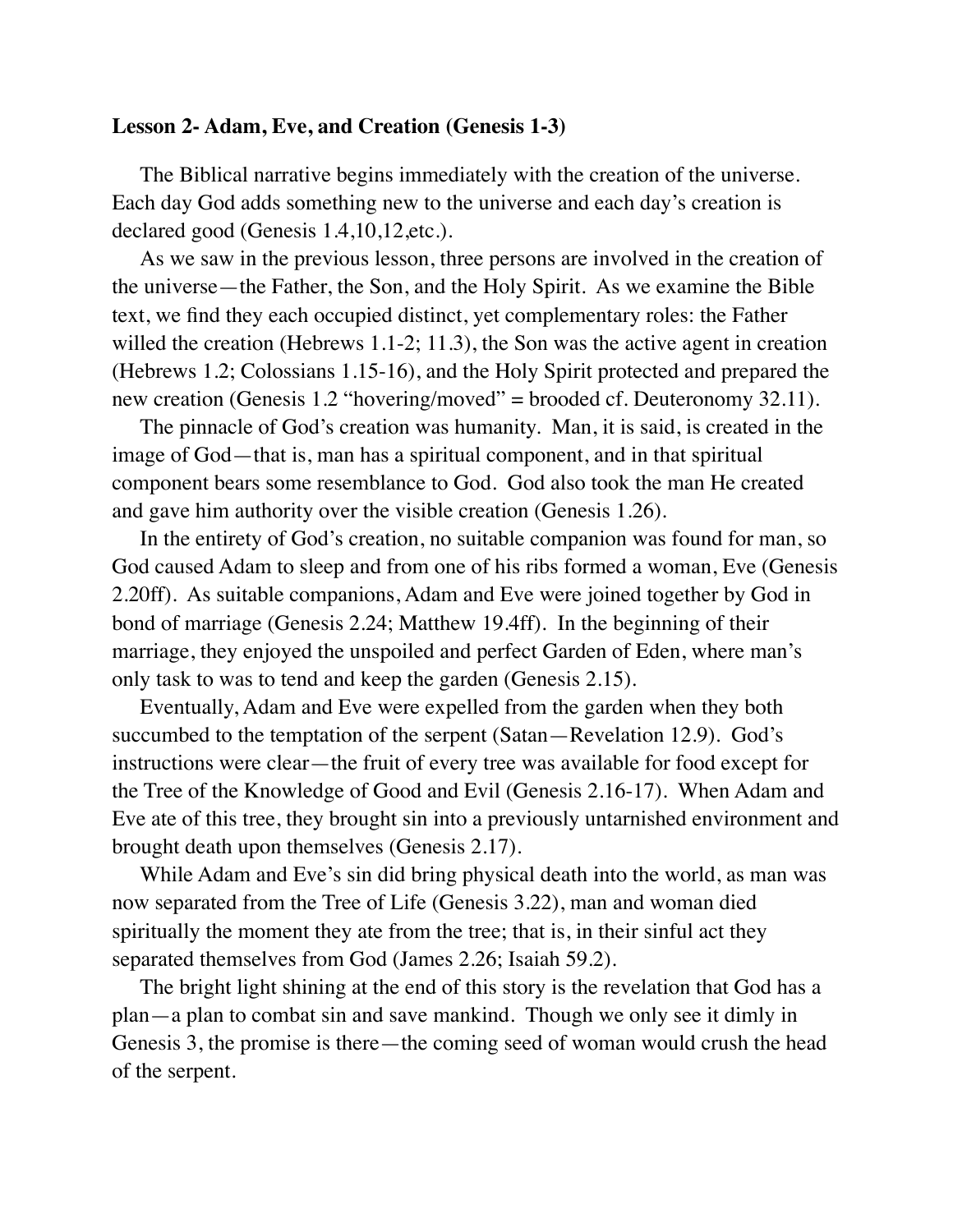**Lesson 2- Adam, Eve, and Creation (Genesis 1-3)**

The Biblical narrative begins immediately with the creation of the universe. Each day God adds something new to the universe and each day's creation is declared good (Genesis 1.4,10,12,etc.).

As we saw in the previous lesson, three persons are involved in the creation of the universe—the Father, the Son, and the Holy Spirit. As we examine the Bible text, we find they each occupied distinct, yet complementary roles: the Father willed the creation (Hebrews 1.1-2; 11.3), the Son was the active agent in creation (Hebrews 1.2; Colossians 1.15-16), and the Holy Spirit protected and prepared the new creation (Genesis 1.2 "hovering/moved" = brooded cf. Deuteronomy 32.11).

The pinnacle of God's creation was humanity. Man, it is said, is created in the image of God—that is, man has a spiritual component, and in that spiritual component bears some resemblance to God. God also took the man He created and gave him authority over the visible creation (Genesis 1.26).

In the entirety of God's creation, no suitable companion was found for man, so God caused Adam to sleep and from one of his ribs formed a woman, Eve (Genesis 2.20ff). As suitable companions, Adam and Eve were joined together by God in bond of marriage (Genesis 2.24; Matthew 19.4ff). In the beginning of their marriage, they enjoyed the unspoiled and perfect Garden of Eden, where man's only task to was to tend and keep the garden (Genesis 2.15).

Eventually, Adam and Eve were expelled from the garden when they both succumbed to the temptation of the serpent (Satan—Revelation 12.9). God's instructions were clear—the fruit of every tree was available for food except for the Tree of the Knowledge of Good and Evil (Genesis 2.16-17). When Adam and Eve ate of this tree, they brought sin into a previously untarnished environment and brought death upon themselves (Genesis 2.17).

While Adam and Eve's sin did bring physical death into the world, as man was now separated from the Tree of Life (Genesis 3.22), man and woman died spiritually the moment they ate from the tree; that is, in their sinful act they separated themselves from God (James 2.26; Isaiah 59.2).

The bright light shining at the end of this story is the revelation that God has a plan—a plan to combat sin and save mankind. Though we only see it dimly in Genesis 3, the promise is there—the coming seed of woman would crush the head of the serpent.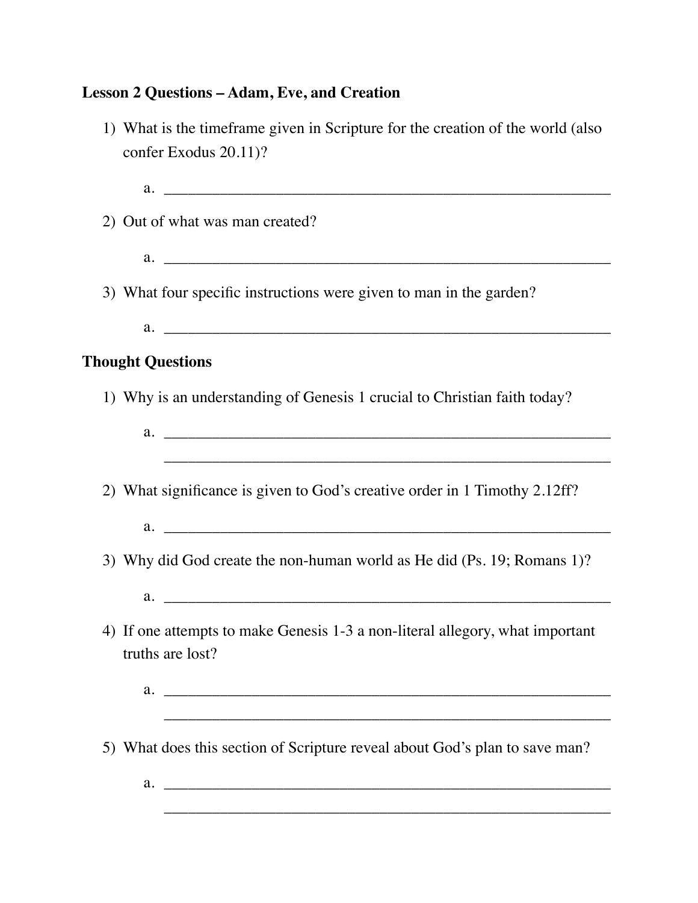**Lesson 2 Questions – Adam, Eve, and Creation**

1) What is the timeframe given in Scripture for the creation of the world (also confer Exodus 20.11)?

    a. ______________________________________________________________

2) Out of what was man created?

    a. ______________________________________________________________

3) What four specific instructions were given to man in the garden?

    a. ______________________________________________________________

**Thought Questions**

1) Why is an understanding of Genesis 1 crucial to Christian faith today?

    a. ______________________________________________________________
    ______________________________________________________________

2) What significance is given to God's creative order in 1 Timothy 2.12ff?

    a. ______________________________________________________________

3) Why did God create the non-human world as He did (Ps. 19; Romans 1)?

    a. ______________________________________________________________

4) If one attempts to make Genesis 1-3 a non-literal allegory, what important truths are lost?

    a. ______________________________________________________________
    ______________________________________________________________

5) What does this section of Scripture reveal about God's plan to save man?

    a. ______________________________________________________________
    ______________________________________________________________